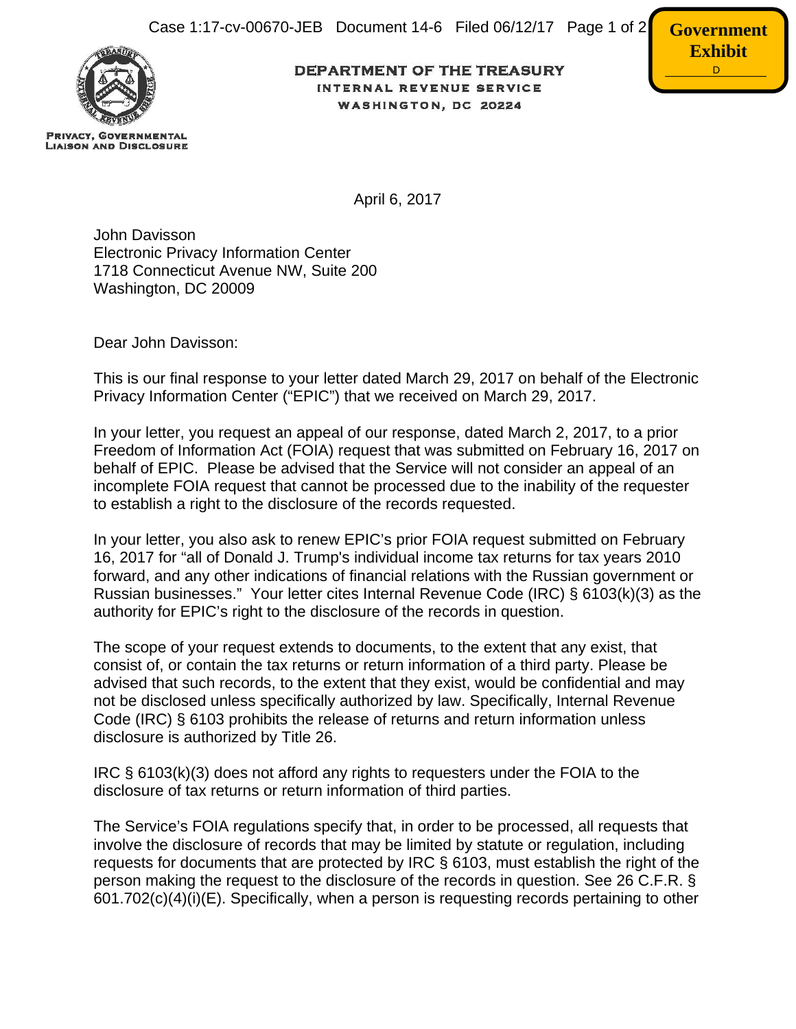DEPARTMENT OF THE TREASURY
INTERNAL REVENUE SERVICE
WASHINGTON, DC 20224

PRIVACY, GOVERNMENTAL LIAISON AND DISCLOSURE

**Government Exhibit**
D

April 6, 2017

John Davisson
Electronic Privacy Information Center
1718 Connecticut Avenue NW, Suite 200
Washington, DC 20009

Dear John Davisson:

This is our final response to your letter dated March 29, 2017 on behalf of the Electronic Privacy Information Center ("EPIC") that we received on March 29, 2017.

In your letter, you request an appeal of our response, dated March 2, 2017, to a prior Freedom of Information Act (FOIA) request that was submitted on February 16, 2017 on behalf of EPIC. Please be advised that the Service will not consider an appeal of an incomplete FOIA request that cannot be processed due to the inability of the requester to establish a right to the disclosure of the records requested.

In your letter, you also ask to renew EPIC's prior FOIA request submitted on February 16, 2017 for "all of Donald J. Trump's individual income tax returns for tax years 2010 forward, and any other indications of financial relations with the Russian government or Russian businesses." Your letter cites Internal Revenue Code (IRC) § 6103(k)(3) as the authority for EPIC's right to the disclosure of the records in question.

The scope of your request extends to documents, to the extent that any exist, that consist of, or contain the tax returns or return information of a third party. Please be advised that such records, to the extent that they exist, would be confidential and may not be disclosed unless specifically authorized by law. Specifically, Internal Revenue Code (IRC) § 6103 prohibits the release of returns and return information unless disclosure is authorized by Title 26.

IRC § 6103(k)(3) does not afford any rights to requesters under the FOIA to the disclosure of tax returns or return information of third parties.

The Service's FOIA regulations specify that, in order to be processed, all requests that involve the disclosure of records that may be limited by statute or regulation, including requests for documents that are protected by IRC § 6103, must establish the right of the person making the request to the disclosure of the records in question. See 26 C.F.R. § 601.702(c)(4)(i)(E). Specifically, when a person is requesting records pertaining to other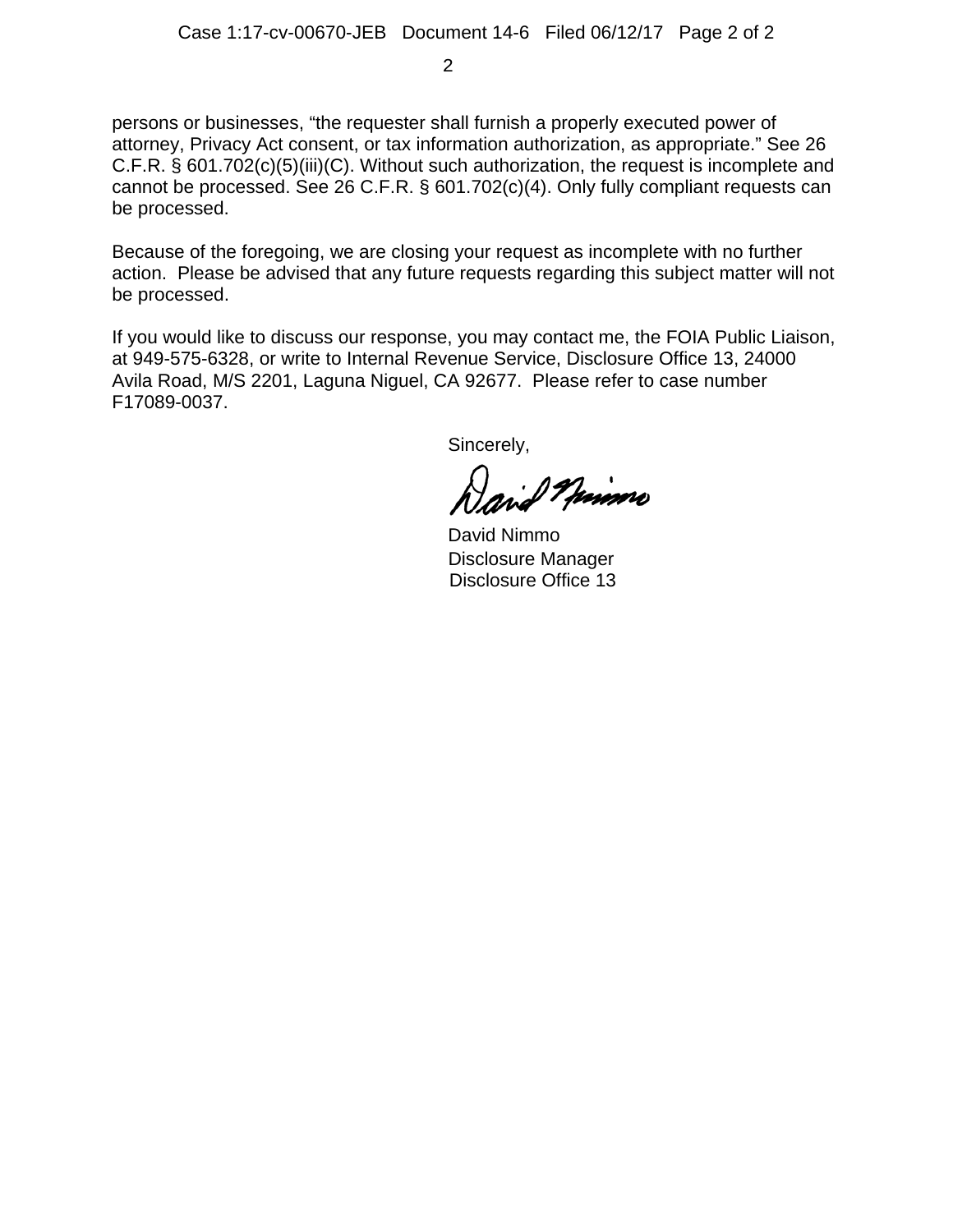persons or businesses, "the requester shall furnish a properly executed power of attorney, Privacy Act consent, or tax information authorization, as appropriate." See 26 C.F.R. § 601.702(c)(5)(iii)(C). Without such authorization, the request is incomplete and cannot be processed. See 26 C.F.R. § 601.702(c)(4). Only fully compliant requests can be processed.

Because of the foregoing, we are closing your request as incomplete with no further action. Please be advised that any future requests regarding this subject matter will not be processed.

If you would like to discuss our response, you may contact me, the FOIA Public Liaison, at 949-575-6328, or write to Internal Revenue Service, Disclosure Office 13, 24000 Avila Road, M/S 2201, Laguna Niguel, CA 92677. Please refer to case number F17089-0037.

Sincerely,

David Nimmo

David Nimmo
Disclosure Manager
Disclosure Office 13